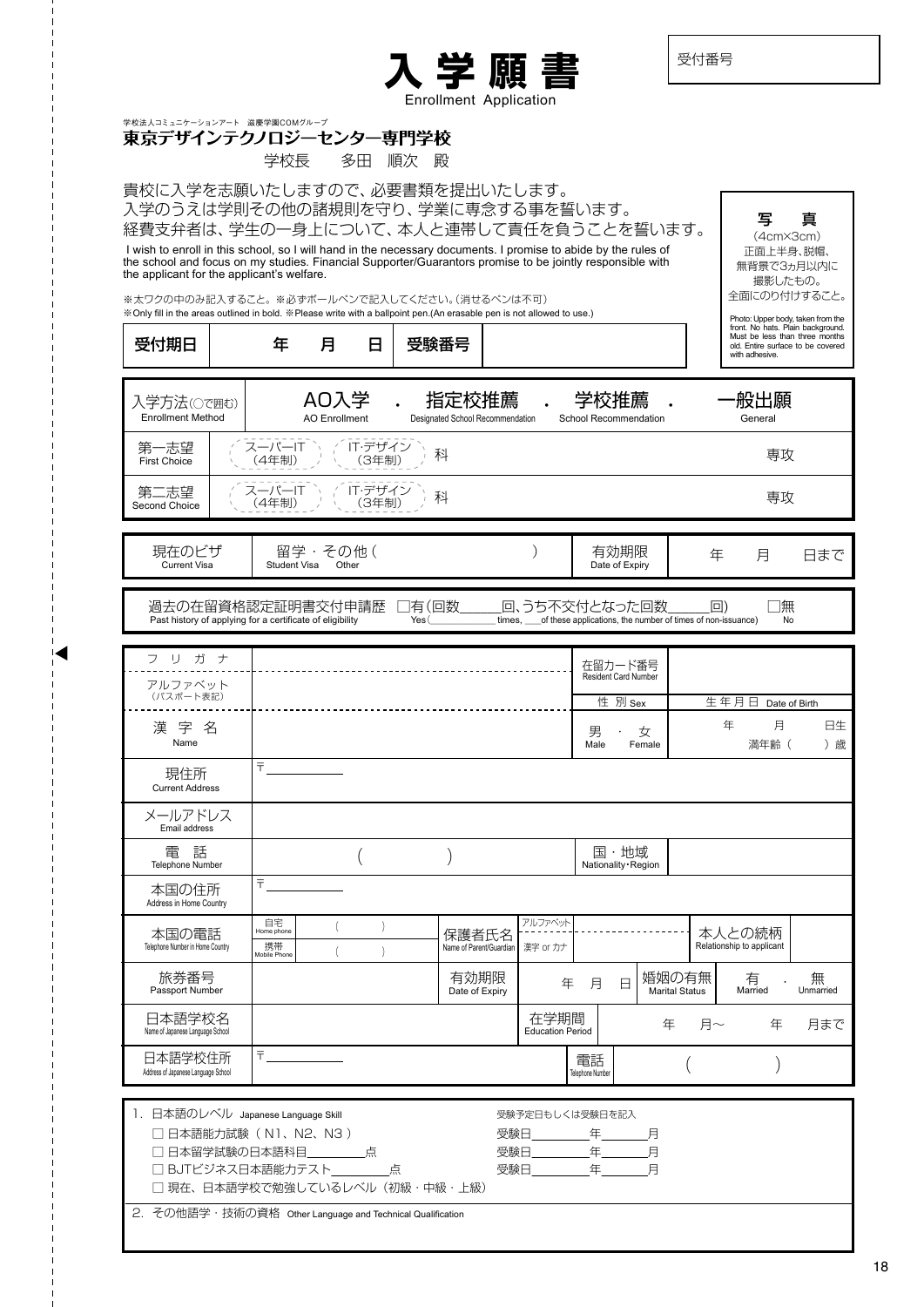受付番号

# 入学願書

Enrollment Application

学校法人コミュニケーションアート　滋慶学園COMグループ

**東京デザインテクノロジーセンター専門学校**

学校長　　多田　順次　殿

貴校に入学を志願いたしますので、必要書類を提出いたします。
入学のうえは学則その他の諸規則を守り、学業に専念する事を誓います。
経費支弁者は、学生の一身上について、本人と連帯して責任を負うことを誓います。

I wish to enroll in this school, so I will hand in the necessary documents. I promise to abide by the rules of the school and focus on my studies. Financial Supporter/Guarantors promise to be jointly responsible with the applicant for the applicant's welfare.

※太ワクの中のみ記入すること。※必ずボールペンで記入してください。(消せるペンは不可)
※Only fill in the areas outlined in bold. ※Please write with a ballpoint pen.(An erasable pen is not allowed to use.)

**写　真**
(4cm×3cm)
正面上半身、脱帽、無背景で3ヵ月以内に撮影したもの。
全面にのり付けすること。

Photo: Upper body, taken from the front. No hats. Plain background. Must be less than three months old. Entire surface to be covered with adhesive.

| 受付期日 | 年　月　日 | 受験番号 | |
|---|---|---|---|

| 入学方法(○で囲む) Enrollment Method | AO入学 AO Enrollment ・ 指定校推薦 Designated School Recommendation ・ 学校推薦 School Recommendation ・ 一般出願 General |
|---|---|
| 第一志望 First Choice | スーパーIT(4年制)　IT·デザイン(3年制)　科　　専攻 |
| 第二志望 Second Choice | スーパーIT(4年制)　IT·デザイン(3年制)　科　　専攻 |

| 現在のビザ Current Visa | 留学・その他 ( 　) Student Visa Other | 有効期限 Date of Expiry | 年　月　日まで |
|---|---|---|---|

過去の在留資格認定証明書交付申請歴 Past history of applying for a certificate of eligibility　□有(回数＿＿回、うち不交付となった回数＿＿回) Yes (＿＿ times, ＿＿ of these applications, the number of times of non-issuance)　□無 No

| フリガナ | | 在留カード番号 Resident Card Number | |
|---|---|---|---|
| アルファベット (パスポート表記) | | 性別 Sex | 生年月日 Date of Birth |
| 漢字名 Name | | 男 Male ・ 女 Female | 年　月　日生　満年齢(　)歳 |
| 現住所 Current Address | 〒 | | |
| メールアドレス Email address | | | |
| 電話 Telephone Number | (　　) | 国・地域 Nationality･Region | |
| 本国の住所 Address in Home Country | 〒 | | |
| 本国の電話 Telephone Number in Home Country | 自宅 Home phone (　) 携帯 Mobile Phone (　) | 保護者氏名 Name of Parent/Guardian　アルファベット / 漢字 or カナ | 本人との続柄 Relationship to applicant |
| 旅券番号 Passport Number | | 有効期限 Date of Expiry　年　月　日 | 婚姻の有無 Marital Status　有 Married ・ 無 Unmarried |
| 日本語学校名 Name of Japanese Language School | | 在学期間 Education Period | 年　月〜　年　月まで |
| 日本語学校住所 Address of Japanese Language School | 〒 | 電話 Telephone Number | (　　) |

1. 日本語のレベル Japanese Language Skill　　受験予定日もしくは受験日を記入
   - □ 日本語能力試験 (N1、N2、N3)　受験日＿＿年＿＿月
   - □ 日本留学試験の日本語科目＿＿点　受験日＿＿年＿＿月
   - □ BJTビジネス日本語能力テスト＿＿点　受験日＿＿年＿＿月
   - □ 現在、日本語学校で勉強しているレベル (初級・中級・上級)

2. その他語学・技術の資格 Other Language and Technical Qualification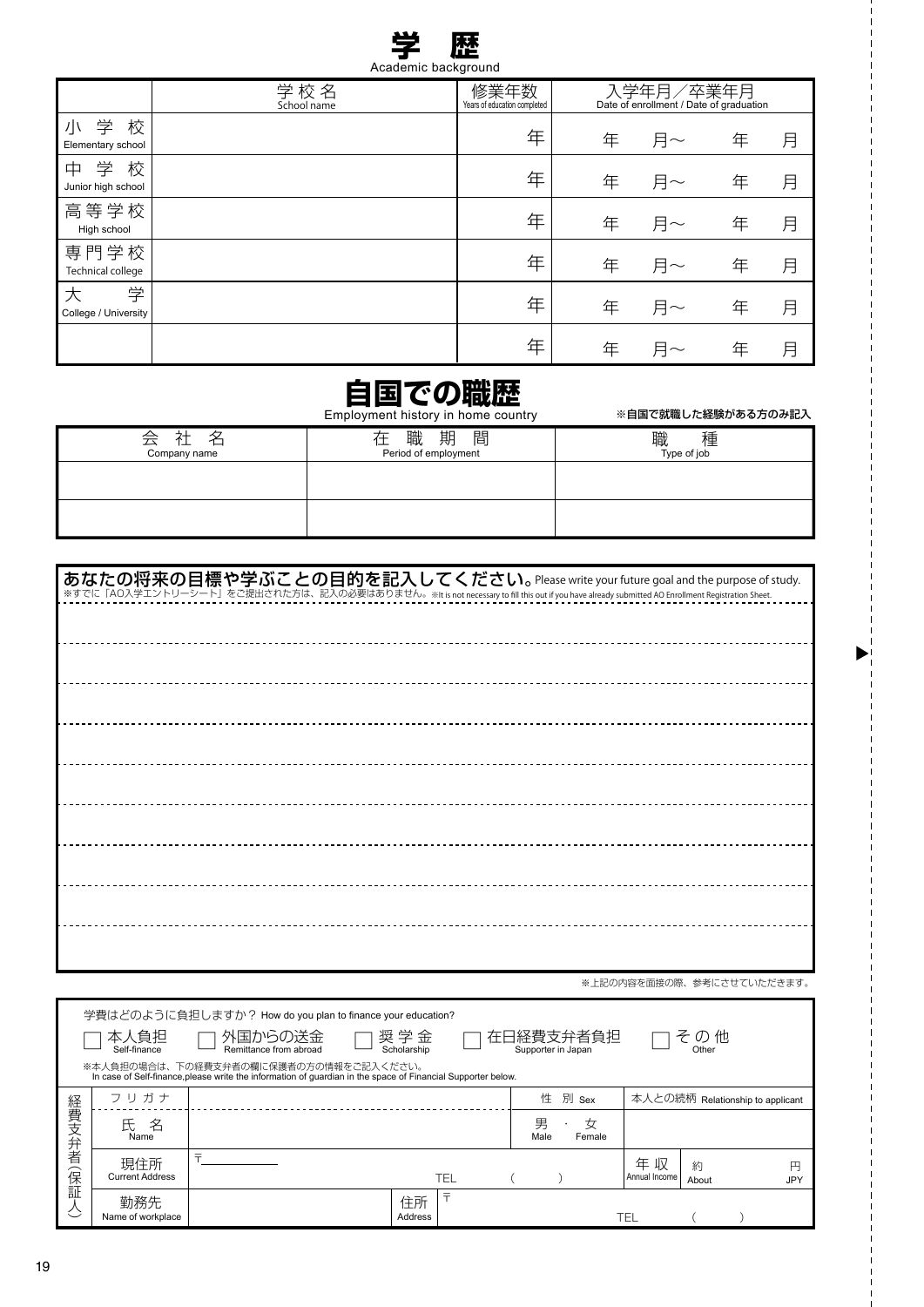# 学歴

Academic background

| | 学校名 School name | 修業年数 Years of education completed | 入学年月／卒業年月 Date of enrollment / Date of graduation |
|---|---|---|---|
| 小学校 Elementary school | | 年 | 年　月～　年　月 |
| 中学校 Junior high school | | 年 | 年　月～　年　月 |
| 高等学校 High school | | 年 | 年　月～　年　月 |
| 専門学校 Technical college | | 年 | 年　月～　年　月 |
| 大学 College / University | | 年 | 年　月～　年　月 |
| | | 年 | 年　月～　年　月 |

# 自国での職歴

Employment history in home country

**※自国で就職した経験がある方のみ記入**

| 会社名 Company name | 在職期間 Period of employment | 職種 Type of job |
|---|---|---|
| | | |
| | | |

**あなたの将来の目標や学ぶことの目的を記入してください。** Please write your future goal and the purpose of study.

※すでに「AO入学エントリーシート」をご提出された方は、記入の必要はありません。※It is not necessary to fill this out if you have already submitted AO Enrollment Registration Sheet.

※上記の内容を面接の際、参考にさせていただきます。

学費はどのように負担しますか？ How do you plan to finance your education?

☐ 本人負担 Self-finance　☐ 外国からの送金 Remittance from abroad　☐ 奨学金 Scholarship　☐ 在日経費支弁者負担 Supporter in Japan　☐ その他 Other

※本人負担の場合は、下の経費支弁者の欄に保護者の方の情報をご記入ください。
In case of Self-finance,please write the information of guardian in the space of Financial Supporter below.

| 経費支弁者（保証人） | | | | |
|---|---|---|---|---|
| フリガナ | | 性別 Sex | 本人との続柄 Relationship to applicant | |
| 氏名 Name | | 男 Male ・ 女 Female | | |
| 現住所 Current Address | 〒 TEL（　） | | 年収 Annual Income | 約 About　円 JPY |
| 勤務先 Name of workplace | | 住所 Address | 〒 TEL（　） | |